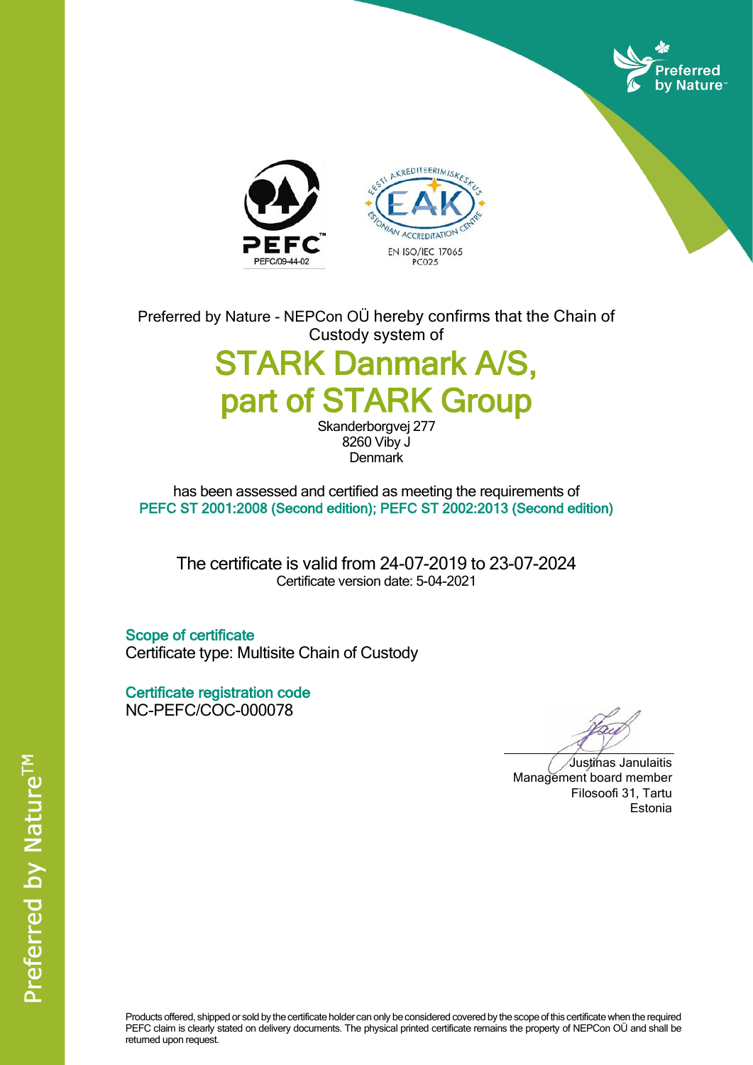Preferred by Nature - NEPCon OÜ hereby confirms that the Chain of Custody system of

# STARK Danmark A/S, part of STARK Group

Skanderborgvej 277
8260 Viby J
Denmark

has been assessed and certified as meeting the requirements of
**PEFC ST 2001:2008 (Second edition); PEFC ST 2002:2013 (Second edition)**

The certificate is valid from 24-07-2019 to 23-07-2024
Certificate version date: 5-04-2021

**Scope of certificate**
Certificate type: Multisite Chain of Custody

**Certificate registration code**
NC-PEFC/COC-000078

Justinas Janulaitis
Management board member
Filosoofi 31, Tartu
Estonia

Products offered, shipped or sold by the certificate holder can only be considered covered by the scope of this certificate when the required PEFC claim is clearly stated on delivery documents. The physical printed certificate remains the property of NEPCon OÜ and shall be returned upon request.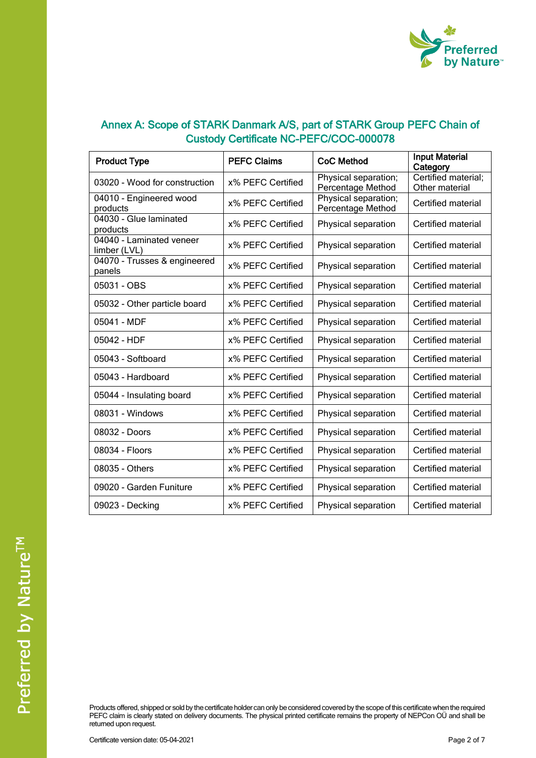## Annex A: Scope of STARK Danmark A/S, part of STARK Group PEFC Chain of Custody Certificate NC-PEFC/COC-000078

| Product Type | PEFC Claims | CoC Method | Input Material Category |
| --- | --- | --- | --- |
| 03020 - Wood for construction | x% PEFC Certified | Physical separation; Percentage Method | Certified material; Other material |
| 04010 - Engineered wood products | x% PEFC Certified | Physical separation; Percentage Method | Certified material |
| 04030 - Glue laminated products | x% PEFC Certified | Physical separation | Certified material |
| 04040 - Laminated veneer limber (LVL) | x% PEFC Certified | Physical separation | Certified material |
| 04070 - Trusses & engineered panels | x% PEFC Certified | Physical separation | Certified material |
| 05031 - OBS | x% PEFC Certified | Physical separation | Certified material |
| 05032 - Other particle board | x% PEFC Certified | Physical separation | Certified material |
| 05041 - MDF | x% PEFC Certified | Physical separation | Certified material |
| 05042 - HDF | x% PEFC Certified | Physical separation | Certified material |
| 05043 - Softboard | x% PEFC Certified | Physical separation | Certified material |
| 05043 - Hardboard | x% PEFC Certified | Physical separation | Certified material |
| 05044 - Insulating board | x% PEFC Certified | Physical separation | Certified material |
| 08031 - Windows | x% PEFC Certified | Physical separation | Certified material |
| 08032 - Doors | x% PEFC Certified | Physical separation | Certified material |
| 08034 - Floors | x% PEFC Certified | Physical separation | Certified material |
| 08035 - Others | x% PEFC Certified | Physical separation | Certified material |
| 09020 - Garden Funiture | x% PEFC Certified | Physical separation | Certified material |
| 09023 - Decking | x% PEFC Certified | Physical separation | Certified material |

Products offered, shipped or sold by the certificate holder can only be considered covered by the scope of this certificate when the required PEFC claim is clearly stated on delivery documents. The physical printed certificate remains the property of NEPCon OÜ and shall be returned upon request.

Certificate version date: 05-04-2021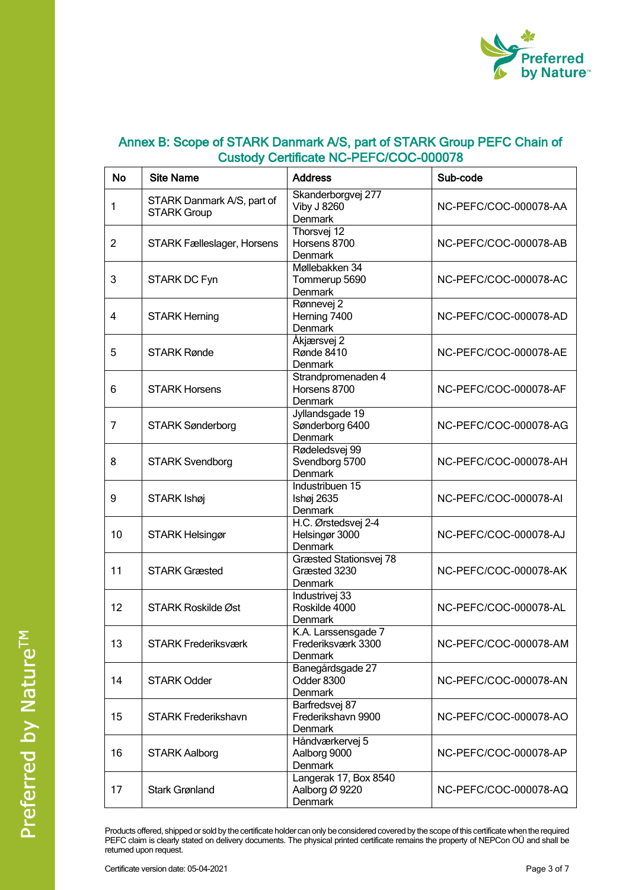## Annex B: Scope of STARK Danmark A/S, part of STARK Group PEFC Chain of Custody Certificate NC-PEFC/COC-000078

| No | Site Name | Address | Sub-code |
|---|---|---|---|
| 1 | STARK Danmark A/S, part of STARK Group | Skanderborgvej 277<br>Viby J 8260<br>Denmark | NC-PEFC/COC-000078-AA |
| 2 | STARK Fælleslager, Horsens | Thorsvej 12<br>Horsens 8700<br>Denmark | NC-PEFC/COC-000078-AB |
| 3 | STARK DC Fyn | Møllebakken 34<br>Tommerup 5690<br>Denmark | NC-PEFC/COC-000078-AC |
| 4 | STARK Herning | Rønnevej 2<br>Herning 7400<br>Denmark | NC-PEFC/COC-000078-AD |
| 5 | STARK Rønde | Åkjærsvej 2<br>Rønde 8410<br>Denmark | NC-PEFC/COC-000078-AE |
| 6 | STARK Horsens | Strandpromenaden 4<br>Horsens 8700<br>Denmark | NC-PEFC/COC-000078-AF |
| 7 | STARK Sønderborg | Jyllandsgade 19<br>Sønderborg 6400<br>Denmark | NC-PEFC/COC-000078-AG |
| 8 | STARK Svendborg | Rødeledsvej 99<br>Svendborg 5700<br>Denmark | NC-PEFC/COC-000078-AH |
| 9 | STARK Ishøj | Industribuen 15<br>Ishøj 2635<br>Denmark | NC-PEFC/COC-000078-AI |
| 10 | STARK Helsingør | H.C. Ørstedsvej 2-4<br>Helsingør 3000<br>Denmark | NC-PEFC/COC-000078-AJ |
| 11 | STARK Græsted | Græsted Stationsvej 78<br>Græsted 3230<br>Denmark | NC-PEFC/COC-000078-AK |
| 12 | STARK Roskilde Øst | Industrivej 33<br>Roskilde 4000<br>Denmark | NC-PEFC/COC-000078-AL |
| 13 | STARK Frederiksværk | K.A. Larssensgade 7<br>Frederiksværk 3300<br>Denmark | NC-PEFC/COC-000078-AM |
| 14 | STARK Odder | Banegårdsgade 27<br>Odder 8300<br>Denmark | NC-PEFC/COC-000078-AN |
| 15 | STARK Frederikshavn | Barfredsvej 87<br>Frederikshavn 9900<br>Denmark | NC-PEFC/COC-000078-AO |
| 16 | STARK Aalborg | Håndværkervej 5<br>Aalborg 9000<br>Denmark | NC-PEFC/COC-000078-AP |
| 17 | Stark Grønland | Langerak 17, Box 8540<br>Aalborg Ø 9220<br>Denmark | NC-PEFC/COC-000078-AQ |

Products offered, shipped or sold by the certificate holder can only be considered covered by the scope of this certificate when the required PEFC claim is clearly stated on delivery documents. The physical printed certificate remains the property of NEPCon OÜ and shall be returned upon request.

Certificate version date: 05-04-2021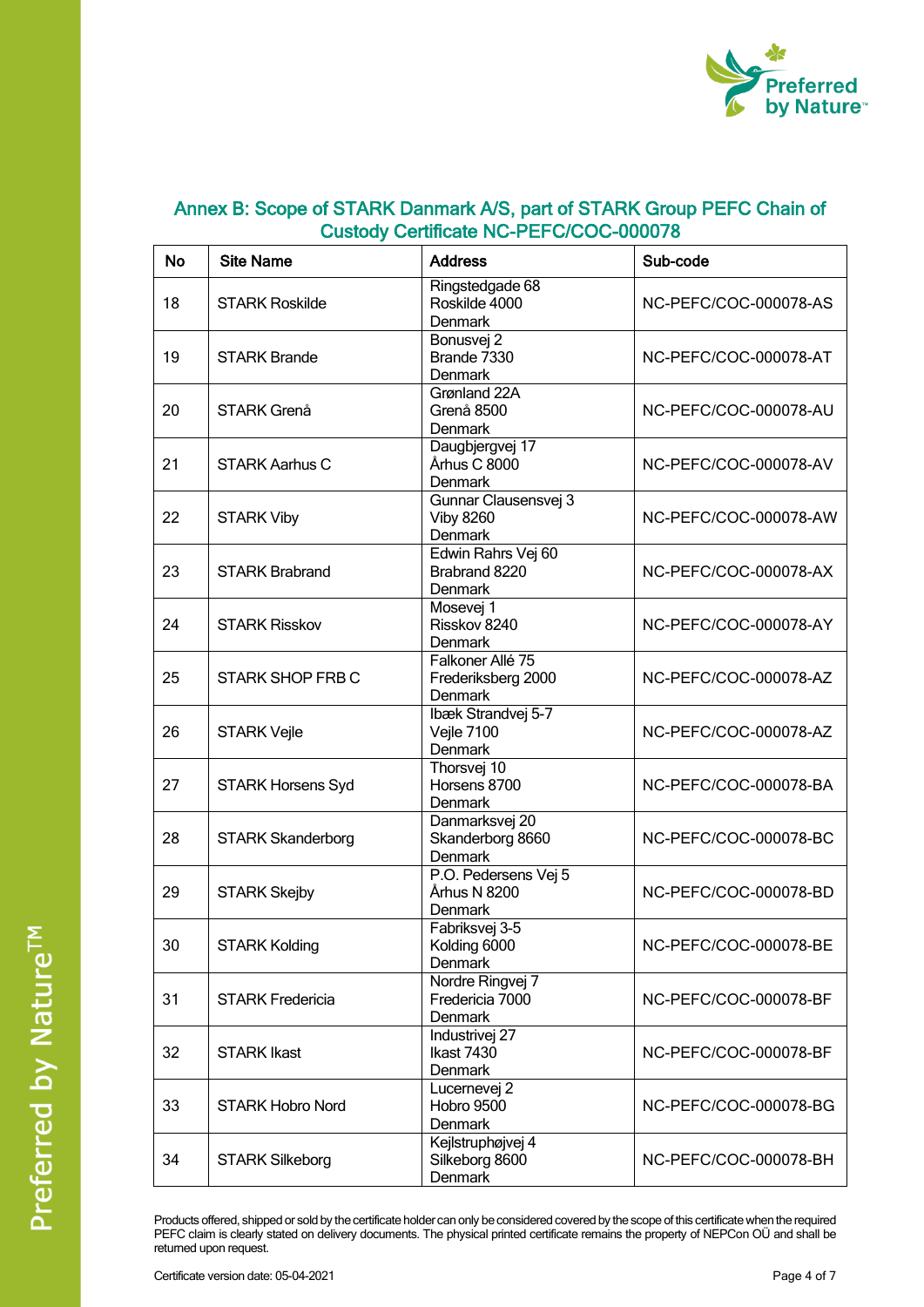## Annex B: Scope of STARK Danmark A/S, part of STARK Group PEFC Chain of Custody Certificate NC-PEFC/COC-000078

| No | Site Name | Address | Sub-code |
|---|---|---|---|
| 18 | STARK Roskilde | Ringstedgade 68<br>Roskilde 4000<br>Denmark | NC-PEFC/COC-000078-AS |
| 19 | STARK Brande | Bonusvej 2<br>Brande 7330<br>Denmark | NC-PEFC/COC-000078-AT |
| 20 | STARK Grenå | Grønland 22A<br>Grenå 8500<br>Denmark | NC-PEFC/COC-000078-AU |
| 21 | STARK Aarhus C | Daugbjergvej 17<br>Århus C 8000<br>Denmark | NC-PEFC/COC-000078-AV |
| 22 | STARK Viby | Gunnar Clausensvej 3<br>Viby 8260<br>Denmark | NC-PEFC/COC-000078-AW |
| 23 | STARK Brabrand | Edwin Rahrs Vej 60<br>Brabrand 8220<br>Denmark | NC-PEFC/COC-000078-AX |
| 24 | STARK Risskov | Mosevej 1<br>Risskov 8240<br>Denmark | NC-PEFC/COC-000078-AY |
| 25 | STARK SHOP FRB C | Falkoner Allé 75<br>Frederiksberg 2000<br>Denmark | NC-PEFC/COC-000078-AZ |
| 26 | STARK Vejle | Ibæk Strandvej 5-7<br>Vejle 7100<br>Denmark | NC-PEFC/COC-000078-AZ |
| 27 | STARK Horsens Syd | Thorsvej 10<br>Horsens 8700<br>Denmark | NC-PEFC/COC-000078-BA |
| 28 | STARK Skanderborg | Danmarksvej 20<br>Skanderborg 8660<br>Denmark | NC-PEFC/COC-000078-BC |
| 29 | STARK Skejby | P.O. Pedersens Vej 5<br>Århus N 8200<br>Denmark | NC-PEFC/COC-000078-BD |
| 30 | STARK Kolding | Fabriksvej 3-5<br>Kolding 6000<br>Denmark | NC-PEFC/COC-000078-BE |
| 31 | STARK Fredericia | Nordre Ringvej 7<br>Fredericia 7000<br>Denmark | NC-PEFC/COC-000078-BF |
| 32 | STARK Ikast | Industrivej 27<br>Ikast 7430<br>Denmark | NC-PEFC/COC-000078-BF |
| 33 | STARK Hobro Nord | Lucernevej 2<br>Hobro 9500<br>Denmark | NC-PEFC/COC-000078-BG |
| 34 | STARK Silkeborg | Kejlstruphøjvej 4<br>Silkeborg 8600<br>Denmark | NC-PEFC/COC-000078-BH |

Products offered, shipped or sold by the certificate holder can only be considered covered by the scope of this certificate when the required PEFC claim is clearly stated on delivery documents. The physical printed certificate remains the property of NEPCon OÜ and shall be returned upon request.

Certificate version date: 05-04-2021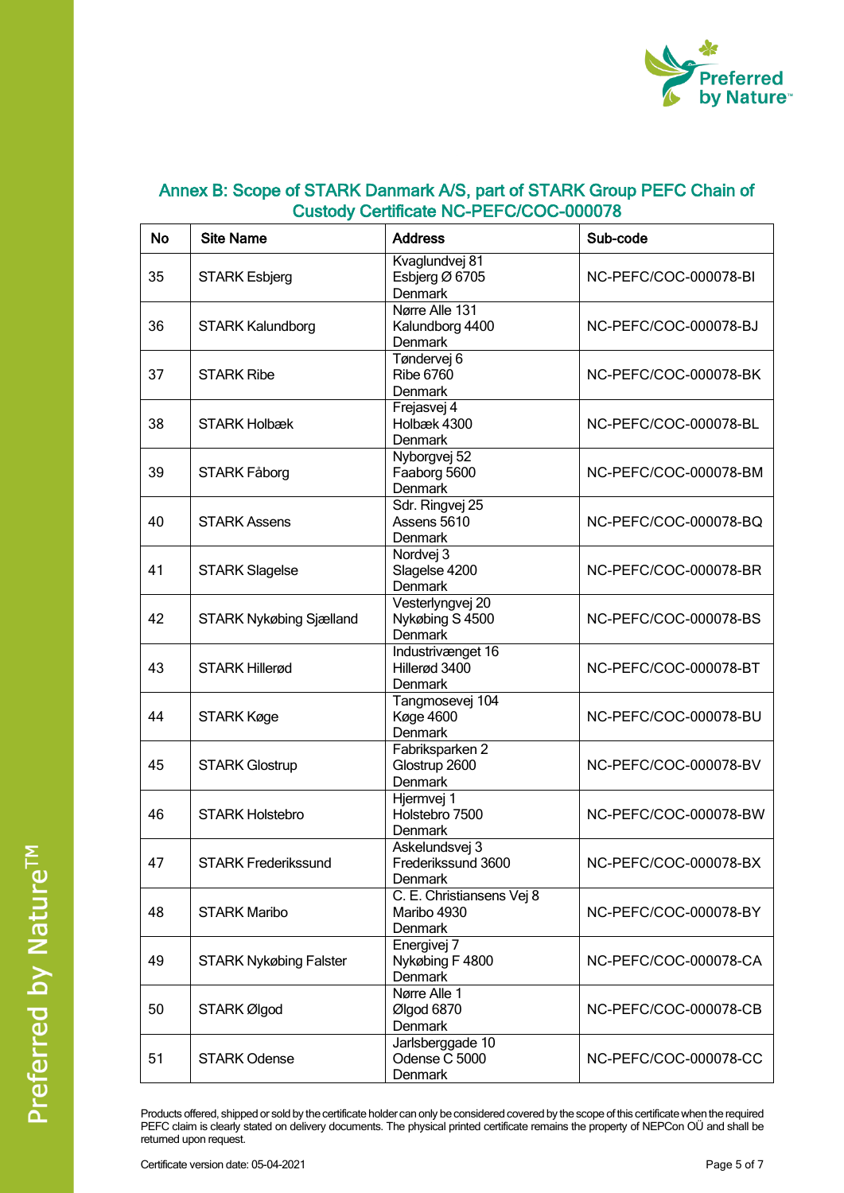## Annex B: Scope of STARK Danmark A/S, part of STARK Group PEFC Chain of Custody Certificate NC-PEFC/COC-000078

| No | Site Name | Address | Sub-code |
|---|---|---|---|
| 35 | STARK Esbjerg | Kvaglundvej 81<br>Esbjerg Ø 6705<br>Denmark | NC-PEFC/COC-000078-BI |
| 36 | STARK Kalundborg | Nørre Alle 131<br>Kalundborg 4400<br>Denmark | NC-PEFC/COC-000078-BJ |
| 37 | STARK Ribe | Tøndervej 6<br>Ribe 6760<br>Denmark | NC-PEFC/COC-000078-BK |
| 38 | STARK Holbæk | Frejasvej 4<br>Holbæk 4300<br>Denmark | NC-PEFC/COC-000078-BL |
| 39 | STARK Fåborg | Nyborgvej 52<br>Faaborg 5600<br>Denmark | NC-PEFC/COC-000078-BM |
| 40 | STARK Assens | Sdr. Ringvej 25<br>Assens 5610<br>Denmark | NC-PEFC/COC-000078-BQ |
| 41 | STARK Slagelse | Nordvej 3<br>Slagelse 4200<br>Denmark | NC-PEFC/COC-000078-BR |
| 42 | STARK Nykøbing Sjælland | Vesterlyngvej 20<br>Nykøbing S 4500<br>Denmark | NC-PEFC/COC-000078-BS |
| 43 | STARK Hillerød | Industrivænget 16<br>Hillerød 3400<br>Denmark | NC-PEFC/COC-000078-BT |
| 44 | STARK Køge | Tangmosevej 104<br>Køge 4600<br>Denmark | NC-PEFC/COC-000078-BU |
| 45 | STARK Glostrup | Fabriksparken 2<br>Glostrup 2600<br>Denmark | NC-PEFC/COC-000078-BV |
| 46 | STARK Holstebro | Hjermvej 1<br>Holstebro 7500<br>Denmark | NC-PEFC/COC-000078-BW |
| 47 | STARK Frederikssund | Askelundsvej 3<br>Frederikssund 3600<br>Denmark | NC-PEFC/COC-000078-BX |
| 48 | STARK Maribo | C. E. Christiansens Vej 8<br>Maribo 4930<br>Denmark | NC-PEFC/COC-000078-BY |
| 49 | STARK Nykøbing Falster | Energivej 7<br>Nykøbing F 4800<br>Denmark | NC-PEFC/COC-000078-CA |
| 50 | STARK Ølgod | Nørre Alle 1<br>Ølgod 6870<br>Denmark | NC-PEFC/COC-000078-CB |
| 51 | STARK Odense | Jarlsberggade 10<br>Odense C 5000<br>Denmark | NC-PEFC/COC-000078-CC |

Products offered, shipped or sold by the certificate holder can only be considered covered by the scope of this certificate when the required PEFC claim is clearly stated on delivery documents. The physical printed certificate remains the property of NEPCon OÜ and shall be returned upon request.

Certificate version date: 05-04-2021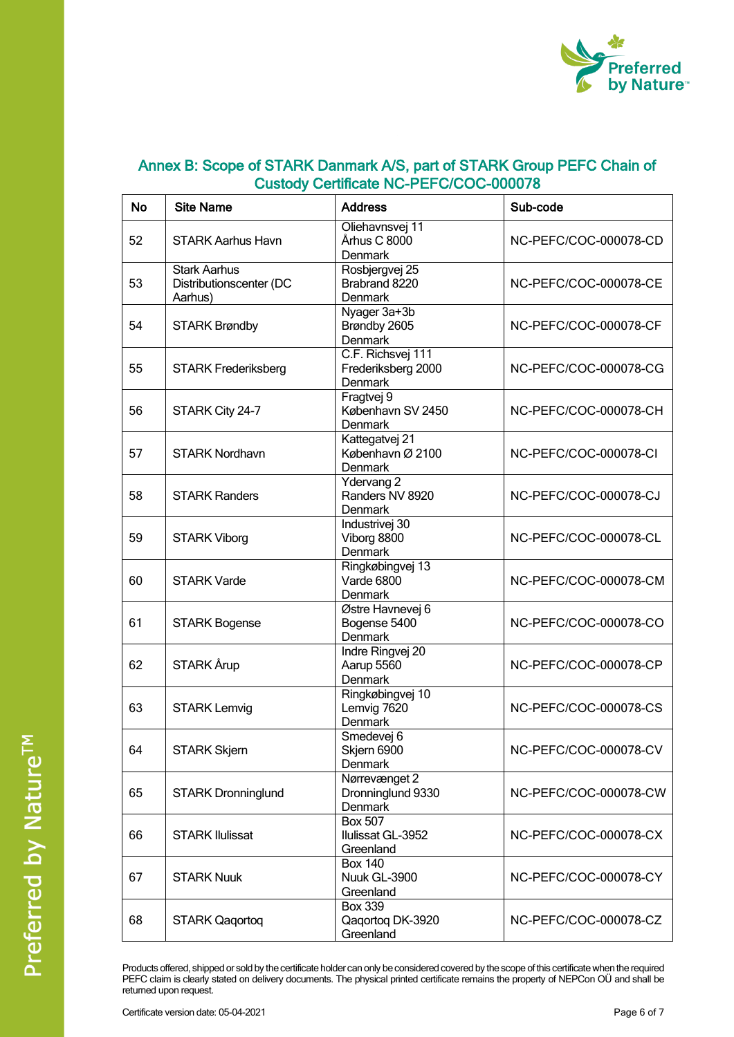## Annex B: Scope of STARK Danmark A/S, part of STARK Group PEFC Chain of Custody Certificate NC-PEFC/COC-000078

| No | Site Name | Address | Sub-code |
|---|---|---|---|
| 52 | STARK Aarhus Havn | Oliehavnsvej 11<br>Århus C 8000<br>Denmark | NC-PEFC/COC-000078-CD |
| 53 | Stark Aarhus Distributionscenter (DC Aarhus) | Rosbjergvej 25<br>Brabrand 8220<br>Denmark | NC-PEFC/COC-000078-CE |
| 54 | STARK Brøndby | Nyager 3a+3b<br>Brøndby 2605<br>Denmark | NC-PEFC/COC-000078-CF |
| 55 | STARK Frederiksberg | C.F. Richsvej 111<br>Frederiksberg 2000<br>Denmark | NC-PEFC/COC-000078-CG |
| 56 | STARK City 24-7 | Fragtvej 9<br>København SV 2450<br>Denmark | NC-PEFC/COC-000078-CH |
| 57 | STARK Nordhavn | Kattegatvej 21<br>København Ø 2100<br>Denmark | NC-PEFC/COC-000078-CI |
| 58 | STARK Randers | Ydervang 2<br>Randers NV 8920<br>Denmark | NC-PEFC/COC-000078-CJ |
| 59 | STARK Viborg | Industrivej 30<br>Viborg 8800<br>Denmark | NC-PEFC/COC-000078-CL |
| 60 | STARK Varde | Ringkøbingvej 13<br>Varde 6800<br>Denmark | NC-PEFC/COC-000078-CM |
| 61 | STARK Bogense | Østre Havnevej 6<br>Bogense 5400<br>Denmark | NC-PEFC/COC-000078-CO |
| 62 | STARK Årup | Indre Ringvej 20<br>Aarup 5560<br>Denmark | NC-PEFC/COC-000078-CP |
| 63 | STARK Lemvig | Ringkøbingvej 10<br>Lemvig 7620<br>Denmark | NC-PEFC/COC-000078-CS |
| 64 | STARK Skjern | Smedevej 6<br>Skjern 6900<br>Denmark | NC-PEFC/COC-000078-CV |
| 65 | STARK Dronninglund | Nørrevænget 2<br>Dronninglund 9330<br>Denmark | NC-PEFC/COC-000078-CW |
| 66 | STARK Ilulissat | Box 507<br>Ilulissat GL-3952<br>Greenland | NC-PEFC/COC-000078-CX |
| 67 | STARK Nuuk | Box 140<br>Nuuk GL-3900<br>Greenland | NC-PEFC/COC-000078-CY |
| 68 | STARK Qaqortoq | Box 339<br>Qaqortoq DK-3920<br>Greenland | NC-PEFC/COC-000078-CZ |

Products offered, shipped or sold by the certificate holder can only be considered covered by the scope of this certificate when the required PEFC claim is clearly stated on delivery documents. The physical printed certificate remains the property of NEPCon OÜ and shall be returned upon request.

Certificate version date: 05-04-2021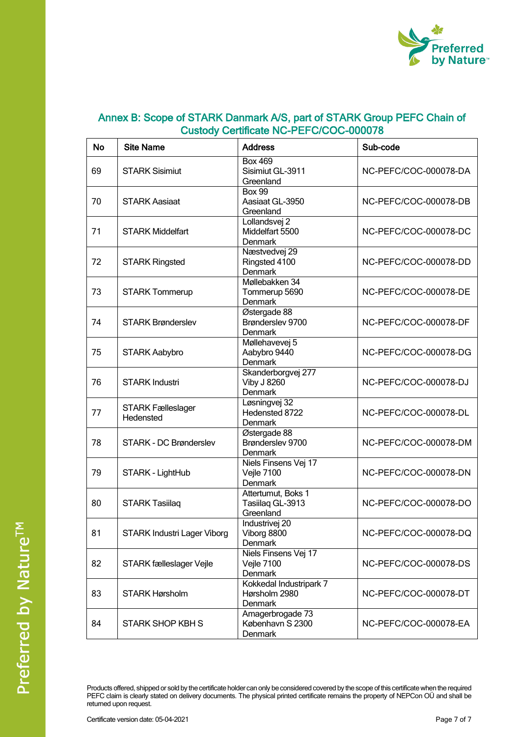## Annex B: Scope of STARK Danmark A/S, part of STARK Group PEFC Chain of Custody Certificate NC-PEFC/COC-000078

| No | Site Name | Address | Sub-code |
|---|---|---|---|
| 69 | STARK Sisimiut | Box 469<br>Sisimiut GL-3911<br>Greenland | NC-PEFC/COC-000078-DA |
| 70 | STARK Aasiaat | Box 99<br>Aasiaat GL-3950<br>Greenland | NC-PEFC/COC-000078-DB |
| 71 | STARK Middelfart | Lollandsvej 2<br>Middelfart 5500<br>Denmark | NC-PEFC/COC-000078-DC |
| 72 | STARK Ringsted | Næstvedvej 29<br>Ringsted 4100<br>Denmark | NC-PEFC/COC-000078-DD |
| 73 | STARK Tommerup | Møllebakken 34<br>Tommerup 5690<br>Denmark | NC-PEFC/COC-000078-DE |
| 74 | STARK Brønderslev | Østergade 88<br>Brønderslev 9700<br>Denmark | NC-PEFC/COC-000078-DF |
| 75 | STARK Aabybro | Møllehavevej 5<br>Aabybro 9440<br>Denmark | NC-PEFC/COC-000078-DG |
| 76 | STARK Industri | Skanderborgvej 277<br>Viby J 8260<br>Denmark | NC-PEFC/COC-000078-DJ |
| 77 | STARK Fælleslager Hedensted | Løsningvej 32<br>Hedensted 8722<br>Denmark | NC-PEFC/COC-000078-DL |
| 78 | STARK - DC Brønderslev | Østergade 88<br>Brønderslev 9700<br>Denmark | NC-PEFC/COC-000078-DM |
| 79 | STARK - LightHub | Niels Finsens Vej 17<br>Vejle 7100<br>Denmark | NC-PEFC/COC-000078-DN |
| 80 | STARK Tasiilaq | Attertumut, Boks 1<br>Tasiilaq GL-3913<br>Greenland | NC-PEFC/COC-000078-DO |
| 81 | STARK Industri Lager Viborg | Industrivej 20<br>Viborg 8800<br>Denmark | NC-PEFC/COC-000078-DQ |
| 82 | STARK fælleslager Vejle | Niels Finsens Vej 17<br>Vejle 7100<br>Denmark | NC-PEFC/COC-000078-DS |
| 83 | STARK Hørsholm | Kokkedal Industripark 7<br>Hørsholm 2980<br>Denmark | NC-PEFC/COC-000078-DT |
| 84 | STARK SHOP KBH S | Amagerbrogade 73<br>København S 2300<br>Denmark | NC-PEFC/COC-000078-EA |

Products offered, shipped or sold by the certificate holder can only be considered covered by the scope of this certificate when the required PEFC claim is clearly stated on delivery documents. The physical printed certificate remains the property of NEPCon OÜ and shall be returned upon request.

Certificate version date: 05-04-2021